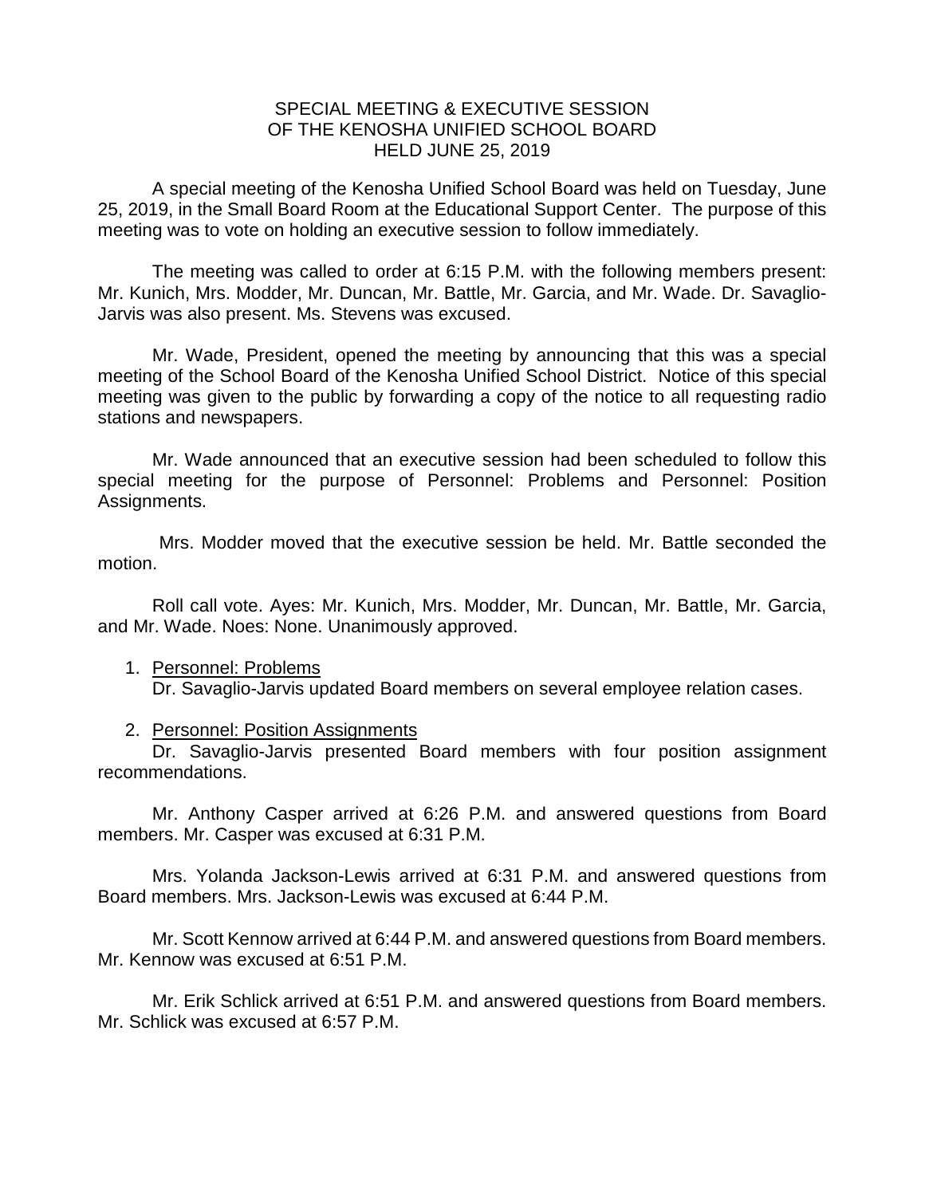# SPECIAL MEETING & EXECUTIVE SESSION
# OF THE KENOSHA UNIFIED SCHOOL BOARD
# HELD JUNE 25, 2019

A special meeting of the Kenosha Unified School Board was held on Tuesday, June 25, 2019, in the Small Board Room at the Educational Support Center. The purpose of this meeting was to vote on holding an executive session to follow immediately.

The meeting was called to order at 6:15 P.M. with the following members present: Mr. Kunich, Mrs. Modder, Mr. Duncan, Mr. Battle, Mr. Garcia, and Mr. Wade. Dr. Savaglio-Jarvis was also present. Ms. Stevens was excused.

Mr. Wade, President, opened the meeting by announcing that this was a special meeting of the School Board of the Kenosha Unified School District. Notice of this special meeting was given to the public by forwarding a copy of the notice to all requesting radio stations and newspapers.

Mr. Wade announced that an executive session had been scheduled to follow this special meeting for the purpose of Personnel: Problems and Personnel: Position Assignments.

Mrs. Modder moved that the executive session be held. Mr. Battle seconded the motion.

Roll call vote. Ayes: Mr. Kunich, Mrs. Modder, Mr. Duncan, Mr. Battle, Mr. Garcia, and Mr. Wade. Noes: None. Unanimously approved.

1. Personnel: Problems
   Dr. Savaglio-Jarvis updated Board members on several employee relation cases.

2. Personnel: Position Assignments
   Dr. Savaglio-Jarvis presented Board members with four position assignment recommendations.

Mr. Anthony Casper arrived at 6:26 P.M. and answered questions from Board members. Mr. Casper was excused at 6:31 P.M.

Mrs. Yolanda Jackson-Lewis arrived at 6:31 P.M. and answered questions from Board members. Mrs. Jackson-Lewis was excused at 6:44 P.M.

Mr. Scott Kennow arrived at 6:44 P.M. and answered questions from Board members. Mr. Kennow was excused at 6:51 P.M.

Mr. Erik Schlick arrived at 6:51 P.M. and answered questions from Board members. Mr. Schlick was excused at 6:57 P.M.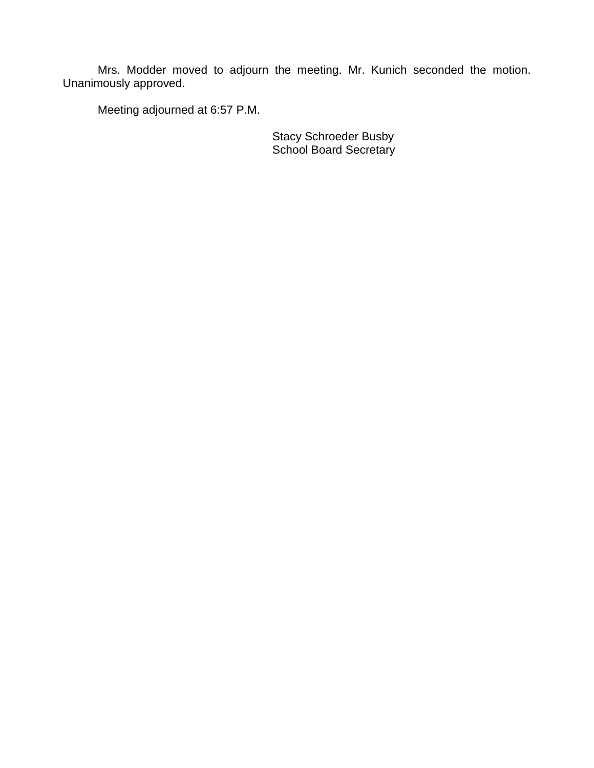Mrs. Modder moved to adjourn the meeting. Mr. Kunich seconded the motion. Unanimously approved.

Meeting adjourned at 6:57 P.M.

Stacy Schroeder Busby
School Board Secretary